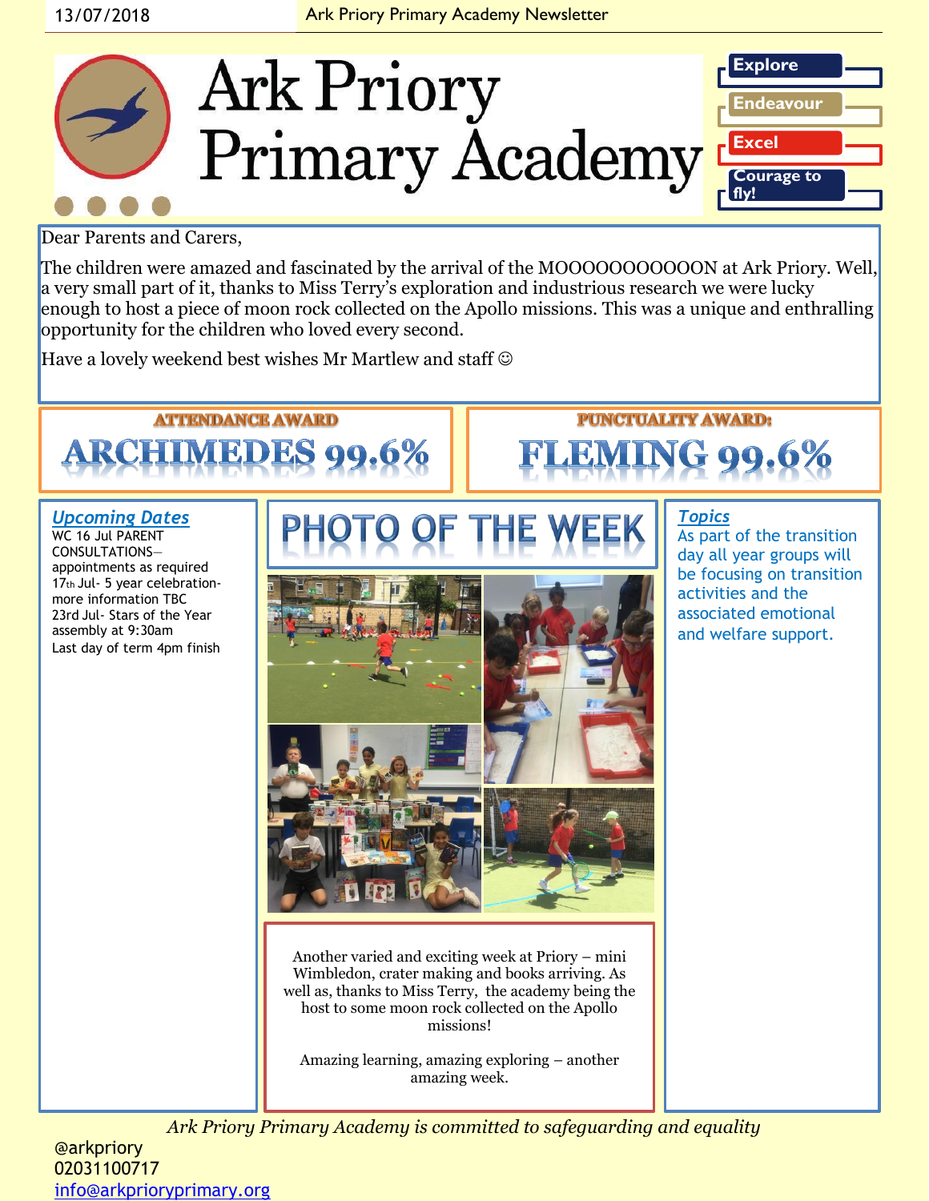13/07/2018 Ark Priory Primary Academy Newsletter

# Ark Priory Primary Academy

**Explore**

**Endeavour**

**Excel**

**Courage to fly!**

Dear Parents and Carers,

The children were amazed and fascinated by the arrival of the MOOOOOOOOOOON at Ark Priory. Well, a very small part of it, thanks to Miss Terry's exploration and industrious research we were lucky enough to host a piece of moon rock collected on the Apollo missions. This was a unique and enthralling opportunity for the children who loved every second.

Have a lovely weekend best wishes Mr Martlew and staff ☺

## ATTENDANCE AWARD

# ARCHIMEDES 99.6%

## PUNCTUALITY AWARD:

# FLEMING 99.6%

## *Upcoming Dates*

WC 16 Jul PARENT CONSULTATIONS—appointments as required

17th Jul- 5 year celebration- more information TBC

23rd Jul- Stars of the Year assembly at 9:30am

Last day of term 4pm finish

## PHOTO OF THE WEEK

Another varied and exciting week at Priory – mini Wimbledon, crater making and books arriving. As well as, thanks to Miss Terry, the academy being the host to some moon rock collected on the Apollo missions!

Amazing learning, amazing exploring – another amazing week.

## *Topics*

As part of the transition day all year groups will be focusing on transition activities and the associated emotional and welfare support.

*Ark Priory Primary Academy is committed to safeguarding and equality*

@arkpriory

02031100717

info@arkprioryprimary.org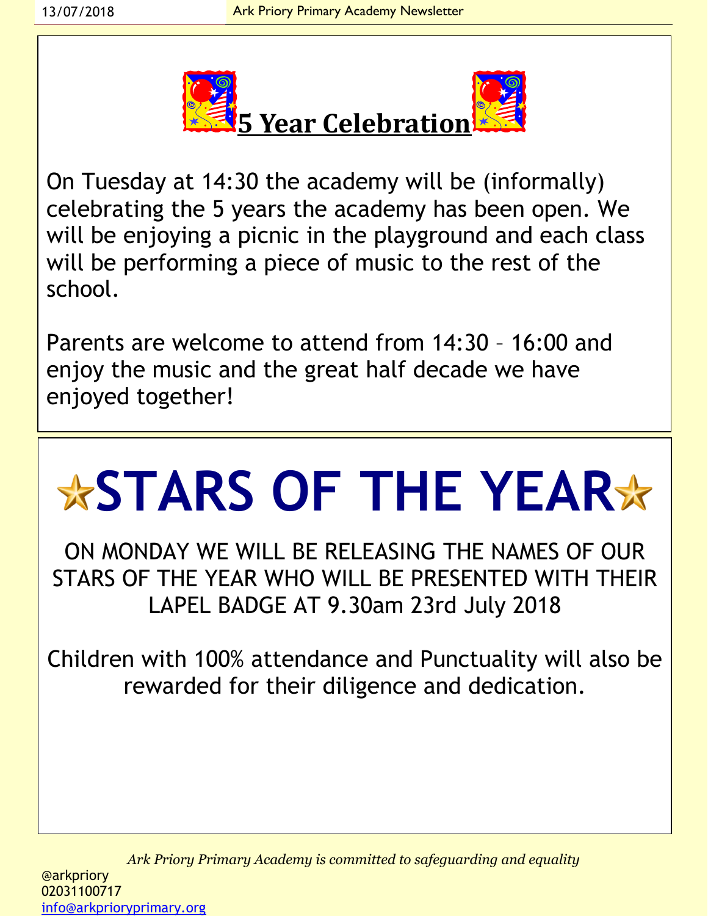## 5 Year Celebration

On Tuesday at 14:30 the academy will be (informally) celebrating the 5 years the academy has been open. We will be enjoying a picnic in the playground and each class will be performing a piece of music to the rest of the school.

Parents are welcome to attend from 14:30 – 16:00 and enjoy the music and the great half decade we have enjoyed together!

# STARS OF THE YEAR

ON MONDAY WE WILL BE RELEASING THE NAMES OF OUR STARS OF THE YEAR WHO WILL BE PRESENTED WITH THEIR LAPEL BADGE AT 9.30am 23rd July 2018

Children with 100% attendance and Punctuality will also be rewarded for their diligence and dedication.

*Ark Priory Primary Academy is committed to safeguarding and equality*

@arkpriory
02031100717
info@arkprioryprimary.org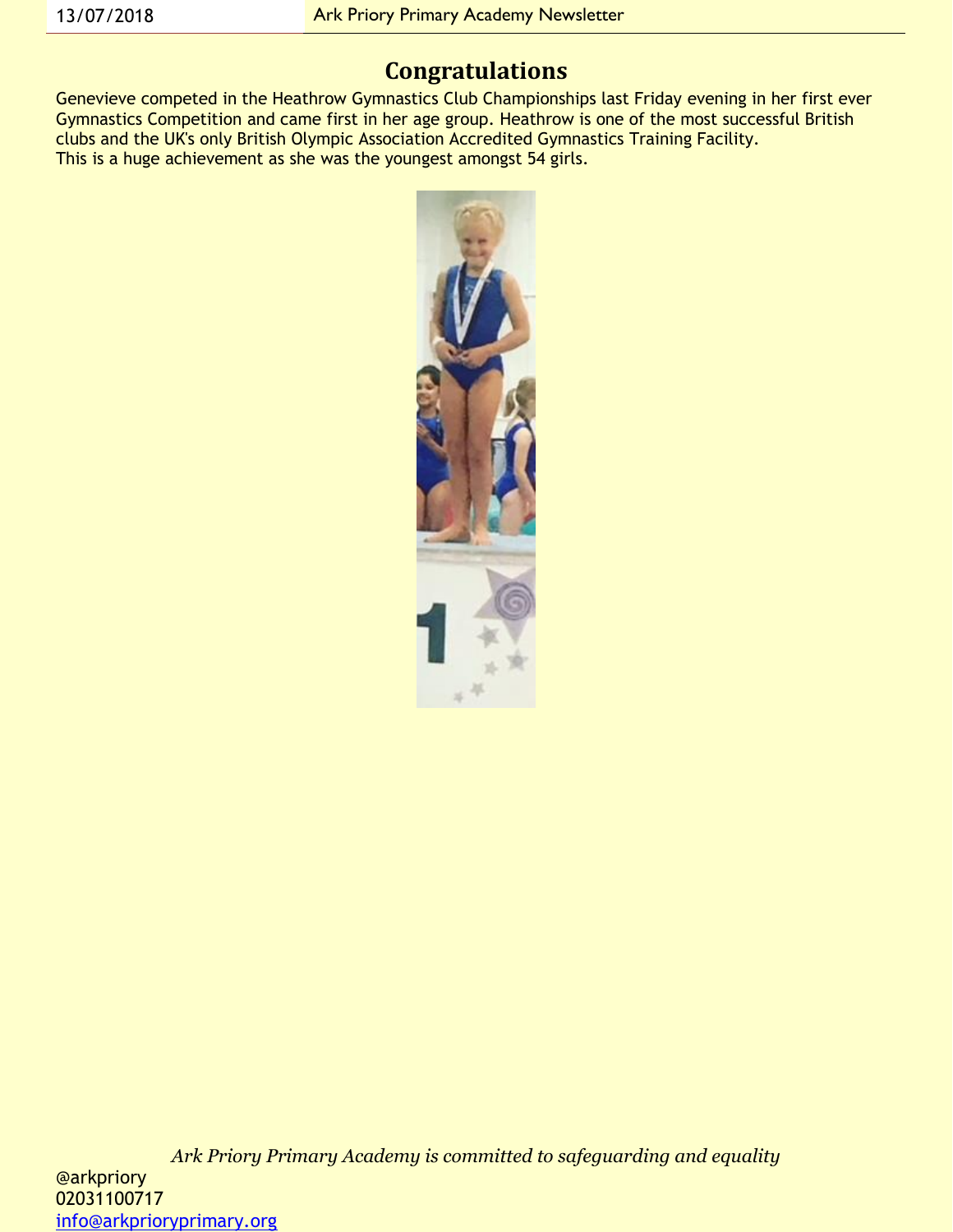## Congratulations

Genevieve competed in the Heathrow Gymnastics Club Championships last Friday evening in her first ever Gymnastics Competition and came first in her age group. Heathrow is one of the most successful British clubs and the UK's only British Olympic Association Accredited Gymnastics Training Facility.
This is a huge achievement as she was the youngest amongst 54 girls.

*Ark Priory Primary Academy is committed to safeguarding and equality*

@arkpriory
02031100717
info@arkprioryprimary.org